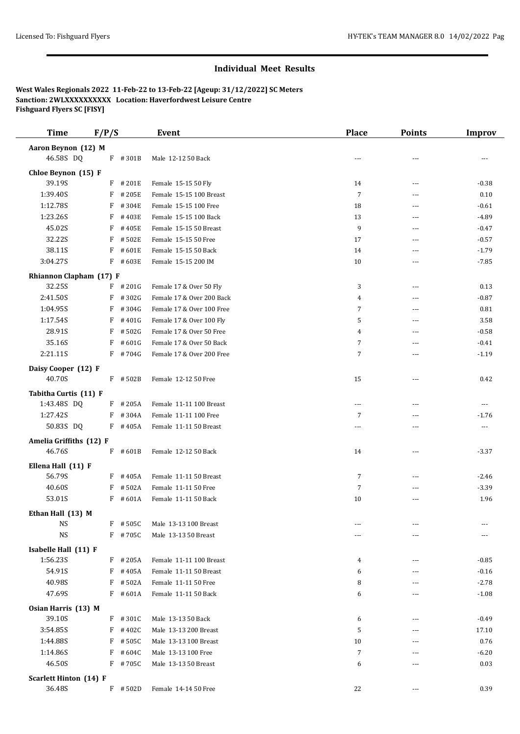## Individual Meet Results

**West Wales Regionals 2022 11-Feb-22 to 13-Feb-22 [Ageup: 31/12/2022] SC Meters**
**Sanction: 2WLXXXXXXXXXX Location: Haverfordwest Leisure Centre**
**Fishguard Flyers SC [FISY]**

| Time | F/P/S | | Event | Place | Points | Improv |
|---|---|---|---|---|---|---|
| **Aaron Beynon (12) M** | | | | | | |
| 46.58S DQ | F | #301B | Male 12-12 50 Back | --- | --- | --- |
| **Chloe Beynon (15) F** | | | | | | |
| 39.19S | F | #201E | Female 15-15 50 Fly | 14 | --- | -0.38 |
| 1:39.40S | F | #205E | Female 15-15 100 Breast | 7 | --- | 0.10 |
| 1:12.78S | F | #304E | Female 15-15 100 Free | 18 | --- | -0.61 |
| 1:23.26S | F | #403E | Female 15-15 100 Back | 13 | --- | -4.89 |
| 45.02S | F | #405E | Female 15-15 50 Breast | 9 | --- | -0.47 |
| 32.22S | F | #502E | Female 15-15 50 Free | 17 | --- | -0.57 |
| 38.11S | F | #601E | Female 15-15 50 Back | 14 | --- | -1.79 |
| 3:04.27S | F | #603E | Female 15-15 200 IM | 10 | --- | -7.85 |
| **Rhiannon Clapham (17) F** | | | | | | |
| 32.25S | F | #201G | Female 17 & Over 50 Fly | 3 | --- | 0.13 |
| 2:41.50S | F | #302G | Female 17 & Over 200 Back | 4 | --- | -0.87 |
| 1:04.95S | F | #304G | Female 17 & Over 100 Free | 7 | --- | 0.81 |
| 1:17.54S | F | #401G | Female 17 & Over 100 Fly | 5 | --- | 3.58 |
| 28.91S | F | #502G | Female 17 & Over 50 Free | 4 | --- | -0.58 |
| 35.16S | F | #601G | Female 17 & Over 50 Back | 7 | --- | -0.41 |
| 2:21.11S | F | #704G | Female 17 & Over 200 Free | 7 | --- | -1.19 |
| **Daisy Cooper (12) F** | | | | | | |
| 40.70S | F | #502B | Female 12-12 50 Free | 15 | --- | 0.42 |
| **Tabitha Curtis (11) F** | | | | | | |
| 1:43.48S DQ | F | #205A | Female 11-11 100 Breast | --- | --- | --- |
| 1:27.42S | F | #304A | Female 11-11 100 Free | 7 | --- | -1.76 |
| 50.83S DQ | F | #405A | Female 11-11 50 Breast | --- | --- | --- |
| **Amelia Griffiths (12) F** | | | | | | |
| 46.76S | F | #601B | Female 12-12 50 Back | 14 | --- | -3.37 |
| **Ellena Hall (11) F** | | | | | | |
| 56.79S | F | #405A | Female 11-11 50 Breast | 7 | --- | -2.46 |
| 40.60S | F | #502A | Female 11-11 50 Free | 7 | --- | -3.39 |
| 53.01S | F | #601A | Female 11-11 50 Back | 10 | --- | 1.96 |
| **Ethan Hall (13) M** | | | | | | |
| NS | F | #505C | Male 13-13 100 Breast | --- | --- | --- |
| NS | F | #705C | Male 13-13 50 Breast | --- | --- | --- |
| **Isabelle Hall (11) F** | | | | | | |
| 1:56.23S | F | #205A | Female 11-11 100 Breast | 4 | --- | -0.85 |
| 54.91S | F | #405A | Female 11-11 50 Breast | 6 | --- | -0.16 |
| 40.98S | F | #502A | Female 11-11 50 Free | 8 | --- | -2.78 |
| 47.69S | F | #601A | Female 11-11 50 Back | 6 | --- | -1.08 |
| **Osian Harris (13) M** | | | | | | |
| 39.10S | F | #301C | Male 13-13 50 Back | 6 | --- | -0.49 |
| 3:54.85S | F | #402C | Male 13-13 200 Breast | 5 | --- | 17.10 |
| 1:44.88S | F | #505C | Male 13-13 100 Breast | 10 | --- | 0.76 |
| 1:14.86S | F | #604C | Male 13-13 100 Free | 7 | --- | -6.20 |
| 46.50S | F | #705C | Male 13-13 50 Breast | 6 | --- | 0.03 |
| **Scarlett Hinton (14) F** | | | | | | |
| 36.48S | F | #502D | Female 14-14 50 Free | 22 | --- | 0.39 |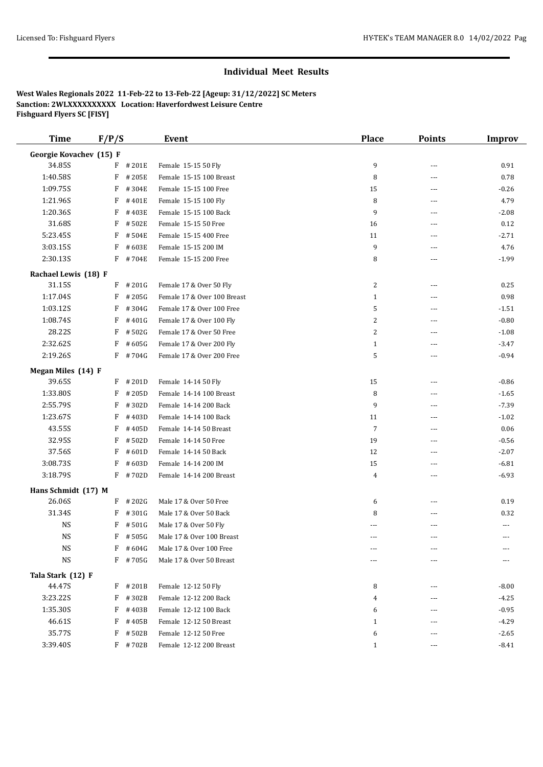## Individual Meet Results

**West Wales Regionals 2022 11-Feb-22 to 13-Feb-22 [Ageup: 31/12/2022] SC Meters**
**Sanction: 2WLXXXXXXXXXX Location: Haverfordwest Leisure Centre**
**Fishguard Flyers SC [FISY]**

| Time | F/P/S | | Event | Place | Points | Improv |
|---|---|---|---|---|---|---|
| **Georgie Kovachev (15) F** | | | | | | |
| 34.85S | F | #201E | Female 15-15 50 Fly | 9 | --- | 0.91 |
| 1:40.58S | F | #205E | Female 15-15 100 Breast | 8 | --- | 0.78 |
| 1:09.75S | F | #304E | Female 15-15 100 Free | 15 | --- | -0.26 |
| 1:21.96S | F | #401E | Female 15-15 100 Fly | 8 | --- | 4.79 |
| 1:20.36S | F | #403E | Female 15-15 100 Back | 9 | --- | -2.08 |
| 31.68S | F | #502E | Female 15-15 50 Free | 16 | --- | 0.12 |
| 5:23.45S | F | #504E | Female 15-15 400 Free | 11 | --- | -2.71 |
| 3:03.15S | F | #603E | Female 15-15 200 IM | 9 | --- | 4.76 |
| 2:30.13S | F | #704E | Female 15-15 200 Free | 8 | --- | -1.99 |
| **Rachael Lewis (18) F** | | | | | | |
| 31.15S | F | #201G | Female 17 & Over 50 Fly | 2 | --- | 0.25 |
| 1:17.04S | F | #205G | Female 17 & Over 100 Breast | 1 | --- | 0.98 |
| 1:03.12S | F | #304G | Female 17 & Over 100 Free | 5 | --- | -1.51 |
| 1:08.74S | F | #401G | Female 17 & Over 100 Fly | 2 | --- | -0.80 |
| 28.22S | F | #502G | Female 17 & Over 50 Free | 2 | --- | -1.08 |
| 2:32.62S | F | #605G | Female 17 & Over 200 Fly | 1 | --- | -3.47 |
| 2:19.26S | F | #704G | Female 17 & Over 200 Free | 5 | --- | -0.94 |
| **Megan Miles (14) F** | | | | | | |
| 39.65S | F | #201D | Female 14-14 50 Fly | 15 | --- | -0.86 |
| 1:33.80S | F | #205D | Female 14-14 100 Breast | 8 | --- | -1.65 |
| 2:55.79S | F | #302D | Female 14-14 200 Back | 9 | --- | -7.39 |
| 1:23.67S | F | #403D | Female 14-14 100 Back | 11 | --- | -1.02 |
| 43.55S | F | #405D | Female 14-14 50 Breast | 7 | --- | 0.06 |
| 32.95S | F | #502D | Female 14-14 50 Free | 19 | --- | -0.56 |
| 37.56S | F | #601D | Female 14-14 50 Back | 12 | --- | -2.07 |
| 3:08.73S | F | #603D | Female 14-14 200 IM | 15 | --- | -6.81 |
| 3:18.79S | F | #702D | Female 14-14 200 Breast | 4 | --- | -6.93 |
| **Hans Schmidt (17) M** | | | | | | |
| 26.06S | F | #202G | Male 17 & Over 50 Free | 6 | --- | 0.19 |
| 31.34S | F | #301G | Male 17 & Over 50 Back | 8 | --- | 0.32 |
| NS | F | #501G | Male 17 & Over 50 Fly | --- | --- | --- |
| NS | F | #505G | Male 17 & Over 100 Breast | --- | --- | --- |
| NS | F | #604G | Male 17 & Over 100 Free | --- | --- | --- |
| NS | F | #705G | Male 17 & Over 50 Breast | --- | --- | --- |
| **Tala Stark (12) F** | | | | | | |
| 44.47S | F | #201B | Female 12-12 50 Fly | 8 | --- | -8.00 |
| 3:23.22S | F | #302B | Female 12-12 200 Back | 4 | --- | -4.25 |
| 1:35.30S | F | #403B | Female 12-12 100 Back | 6 | --- | -0.95 |
| 46.61S | F | #405B | Female 12-12 50 Breast | 1 | --- | -4.29 |
| 35.77S | F | #502B | Female 12-12 50 Free | 6 | --- | -2.65 |
| 3:39.40S | F | #702B | Female 12-12 200 Breast | 1 | --- | -8.41 |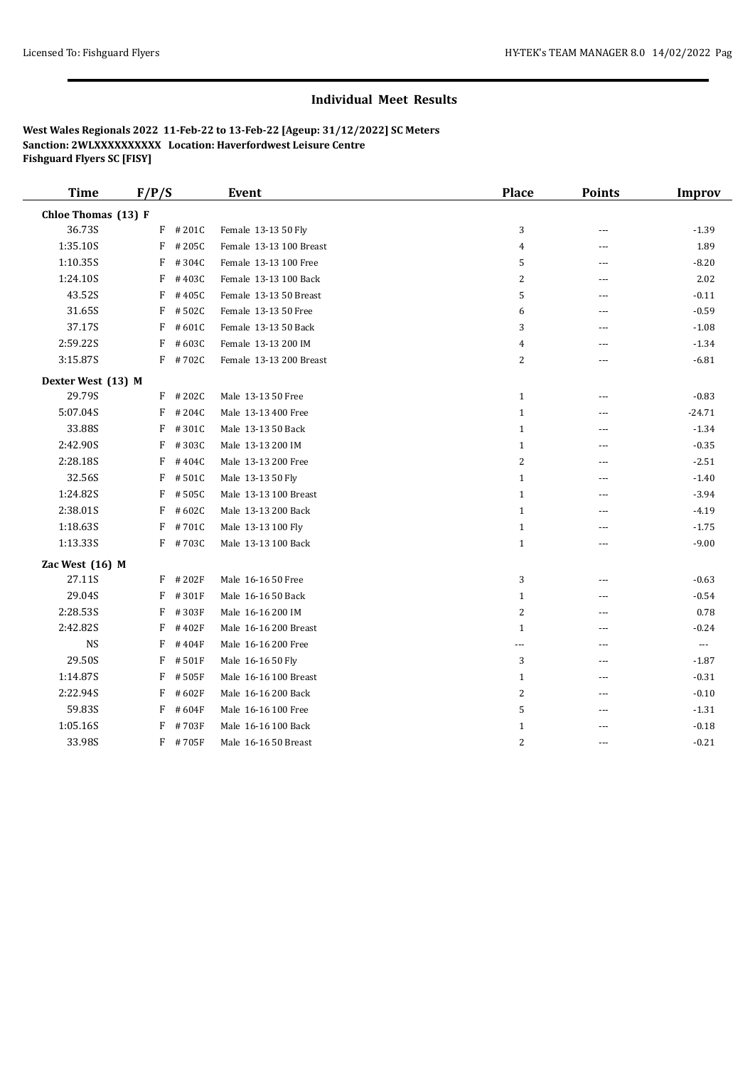## Individual Meet Results

**West Wales Regionals 2022 11-Feb-22 to 13-Feb-22 [Ageup: 31/12/2022] SC Meters**
**Sanction: 2WLXXXXXXXXXX Location: Haverfordwest Leisure Centre**
**Fishguard Flyers SC [FISY]**

| Time | F/P/S | | Event | Place | Points | Improv |
|---|---|---|---|---|---|---|
| **Chloe Thomas (13) F** | | | | | | |
| 36.73S | F | #201C | Female 13-13 50 Fly | 3 | --- | -1.39 |
| 1:35.10S | F | #205C | Female 13-13 100 Breast | 4 | --- | 1.89 |
| 1:10.35S | F | #304C | Female 13-13 100 Free | 5 | --- | -8.20 |
| 1:24.10S | F | #403C | Female 13-13 100 Back | 2 | --- | 2.02 |
| 43.52S | F | #405C | Female 13-13 50 Breast | 5 | --- | -0.11 |
| 31.65S | F | #502C | Female 13-13 50 Free | 6 | --- | -0.59 |
| 37.17S | F | #601C | Female 13-13 50 Back | 3 | --- | -1.08 |
| 2:59.22S | F | #603C | Female 13-13 200 IM | 4 | --- | -1.34 |
| 3:15.87S | F | #702C | Female 13-13 200 Breast | 2 | --- | -6.81 |
| **Dexter West (13) M** | | | | | | |
| 29.79S | F | #202C | Male 13-13 50 Free | 1 | --- | -0.83 |
| 5:07.04S | F | #204C | Male 13-13 400 Free | 1 | --- | -24.71 |
| 33.88S | F | #301C | Male 13-13 50 Back | 1 | --- | -1.34 |
| 2:42.90S | F | #303C | Male 13-13 200 IM | 1 | --- | -0.35 |
| 2:28.18S | F | #404C | Male 13-13 200 Free | 2 | --- | -2.51 |
| 32.56S | F | #501C | Male 13-13 50 Fly | 1 | --- | -1.40 |
| 1:24.82S | F | #505C | Male 13-13 100 Breast | 1 | --- | -3.94 |
| 2:38.01S | F | #602C | Male 13-13 200 Back | 1 | --- | -4.19 |
| 1:18.63S | F | #701C | Male 13-13 100 Fly | 1 | --- | -1.75 |
| 1:13.33S | F | #703C | Male 13-13 100 Back | 1 | --- | -9.00 |
| **Zac West (16) M** | | | | | | |
| 27.11S | F | #202F | Male 16-16 50 Free | 3 | --- | -0.63 |
| 29.04S | F | #301F | Male 16-16 50 Back | 1 | --- | -0.54 |
| 2:28.53S | F | #303F | Male 16-16 200 IM | 2 | --- | 0.78 |
| 2:42.82S | F | #402F | Male 16-16 200 Breast | 1 | --- | -0.24 |
| NS | F | #404F | Male 16-16 200 Free | --- | --- | --- |
| 29.50S | F | #501F | Male 16-16 50 Fly | 3 | --- | -1.87 |
| 1:14.87S | F | #505F | Male 16-16 100 Breast | 1 | --- | -0.31 |
| 2:22.94S | F | #602F | Male 16-16 200 Back | 2 | --- | -0.10 |
| 59.83S | F | #604F | Male 16-16 100 Free | 5 | --- | -1.31 |
| 1:05.16S | F | #703F | Male 16-16 100 Back | 1 | --- | -0.18 |
| 33.98S | F | #705F | Male 16-16 50 Breast | 2 | --- | -0.21 |